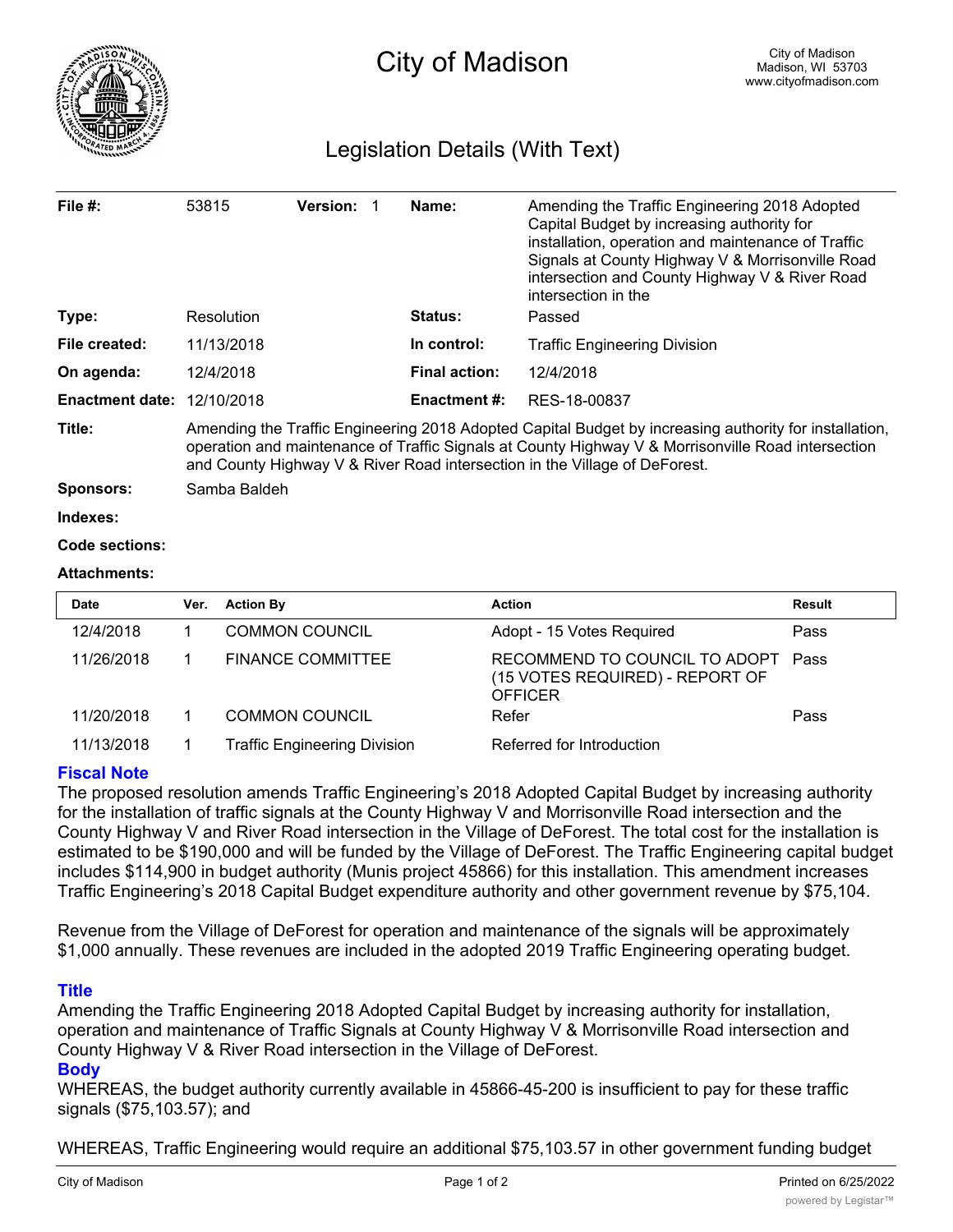# City of Madison

City of Madison
Madison, WI 53703
www.cityofmadison.com

## Legislation Details (With Text)

| | | | |
|---|---|---|---|
| **File #:** | 53815 **Version:** 1 | **Name:** | Amending the Traffic Engineering 2018 Adopted Capital Budget by increasing authority for installation, operation and maintenance of Traffic Signals at County Highway V & Morrisonville Road intersection and County Highway V & River Road intersection in the |
| **Type:** | Resolution | **Status:** | Passed |
| **File created:** | 11/13/2018 | **In control:** | Traffic Engineering Division |
| **On agenda:** | 12/4/2018 | **Final action:** | 12/4/2018 |
| **Enactment date:** | 12/10/2018 | **Enactment #:** | RES-18-00837 |

**Title:** Amending the Traffic Engineering 2018 Adopted Capital Budget by increasing authority for installation, operation and maintenance of Traffic Signals at County Highway V & Morrisonville Road intersection and County Highway V & River Road intersection in the Village of DeForest.

**Sponsors:** Samba Baldeh

**Indexes:**

**Code sections:**

**Attachments:**

| Date | Ver. | Action By | Action | Result |
|---|---|---|---|---|
| 12/4/2018 | 1 | COMMON COUNCIL | Adopt - 15 Votes Required | Pass |
| 11/26/2018 | 1 | FINANCE COMMITTEE | RECOMMEND TO COUNCIL TO ADOPT (15 VOTES REQUIRED) - REPORT OF OFFICER | Pass |
| 11/20/2018 | 1 | COMMON COUNCIL | Refer | Pass |
| 11/13/2018 | 1 | Traffic Engineering Division | Referred for Introduction | |

### Fiscal Note

The proposed resolution amends Traffic Engineering's 2018 Adopted Capital Budget by increasing authority for the installation of traffic signals at the County Highway V and Morrisonville Road intersection and the County Highway V and River Road intersection in the Village of DeForest. The total cost for the installation is estimated to be $190,000 and will be funded by the Village of DeForest. The Traffic Engineering capital budget includes $114,900 in budget authority (Munis project 45866) for this installation. This amendment increases Traffic Engineering's 2018 Capital Budget expenditure authority and other government revenue by $75,104.

Revenue from the Village of DeForest for operation and maintenance of the signals will be approximately $1,000 annually. These revenues are included in the adopted 2019 Traffic Engineering operating budget.

### Title

Amending the Traffic Engineering 2018 Adopted Capital Budget by increasing authority for installation, operation and maintenance of Traffic Signals at County Highway V & Morrisonville Road intersection and County Highway V & River Road intersection in the Village of DeForest.

### Body

WHEREAS, the budget authority currently available in 45866-45-200 is insufficient to pay for these traffic signals ($75,103.57); and

WHEREAS, Traffic Engineering would require an additional $75,103.57 in other government funding budget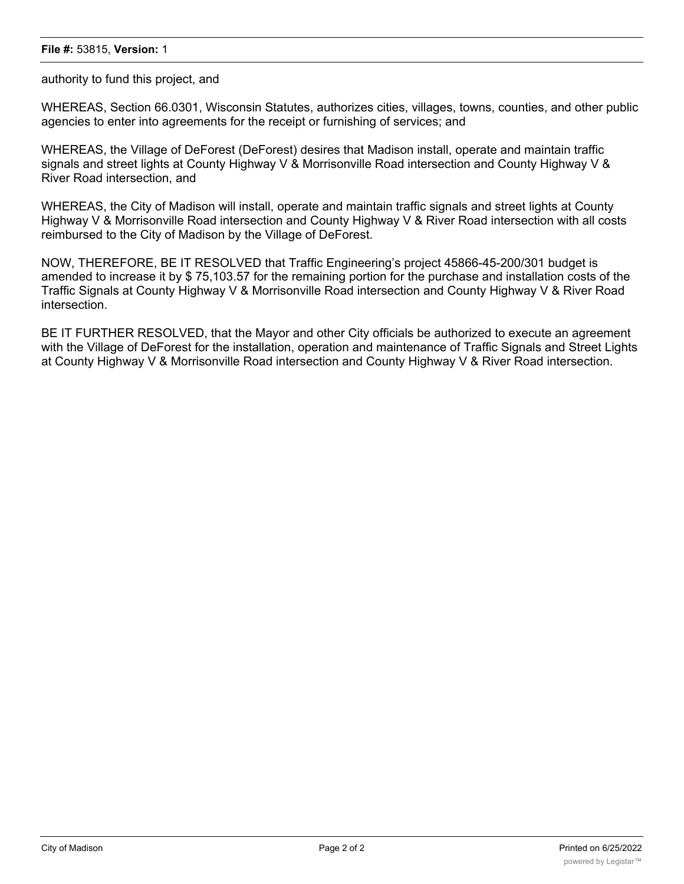authority to fund this project, and

WHEREAS, Section 66.0301, Wisconsin Statutes, authorizes cities, villages, towns, counties, and other public agencies to enter into agreements for the receipt or furnishing of services; and

WHEREAS, the Village of DeForest (DeForest) desires that Madison install, operate and maintain traffic signals and street lights at County Highway V & Morrisonville Road intersection and County Highway V & River Road intersection, and

WHEREAS, the City of Madison will install, operate and maintain traffic signals and street lights at County Highway V & Morrisonville Road intersection and County Highway V & River Road intersection with all costs reimbursed to the City of Madison by the Village of DeForest.

NOW, THEREFORE, BE IT RESOLVED that Traffic Engineering's project 45866-45-200/301 budget is amended to increase it by $ 75,103.57 for the remaining portion for the purchase and installation costs of the Traffic Signals at County Highway V & Morrisonville Road intersection and County Highway V & River Road intersection.

BE IT FURTHER RESOLVED, that the Mayor and other City officials be authorized to execute an agreement with the Village of DeForest for the installation, operation and maintenance of Traffic Signals and Street Lights at County Highway V & Morrisonville Road intersection and County Highway V & River Road intersection.